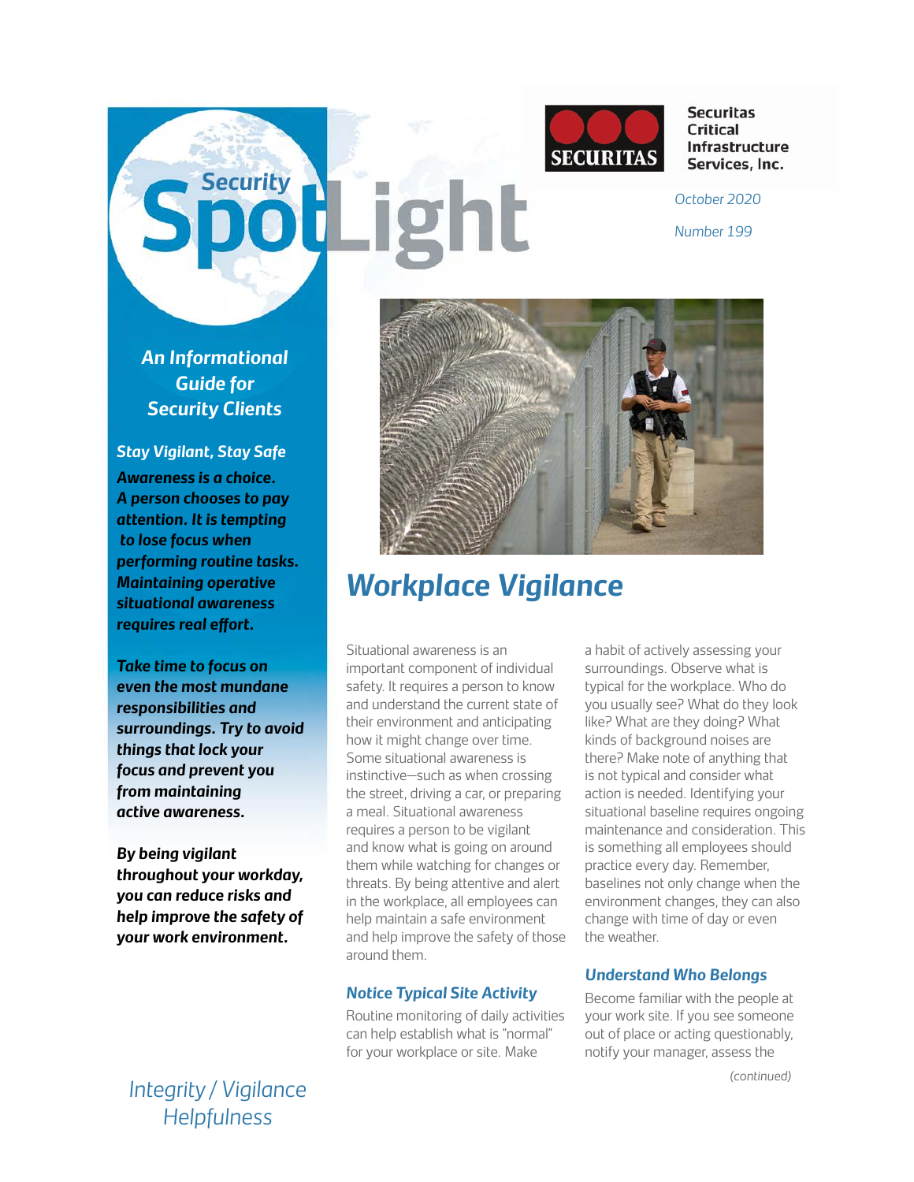# Security SpotLight

**Securitas Critical Infrastructure Services, Inc.**

*October 2020*

*Number 199*

***An Informational Guide for Security Clients***

***Stay Vigilant, Stay Safe***

***Awareness is a choice. A person chooses to pay attention. It is tempting to lose focus when performing routine tasks. Maintaining operative situational awareness requires real effort.***

***Take time to focus on even the most mundane responsibilities and surroundings. Try to avoid things that lock your focus and prevent you from maintaining active awareness.***

***By being vigilant throughout your workday, you can reduce risks and help improve the safety of your work environment.***

## Workplace Vigilance

Situational awareness is an important component of individual safety. It requires a person to know and understand the current state of their environment and anticipating how it might change over time. Some situational awareness is instinctive—such as when crossing the street, driving a car, or preparing a meal. Situational awareness requires a person to be vigilant and know what is going on around them while watching for changes or threats. By being attentive and alert in the workplace, all employees can help maintain a safe environment and help improve the safety of those around them.

### Notice Typical Site Activity

Routine monitoring of daily activities can help establish what is "normal" for your workplace or site. Make a habit of actively assessing your surroundings. Observe what is typical for the workplace. Who do you usually see? What do they look like? What are they doing? What kinds of background noises are there? Make note of anything that is not typical and consider what action is needed. Identifying your situational baseline requires ongoing maintenance and consideration. This is something all employees should practice every day. Remember, baselines not only change when the environment changes, they can also change with time of day or even the weather.

### Understand Who Belongs

Become familiar with the people at your work site. If you see someone out of place or acting questionably, notify your manager, assess the

*(continued)*

*Integrity / Vigilance Helpfulness*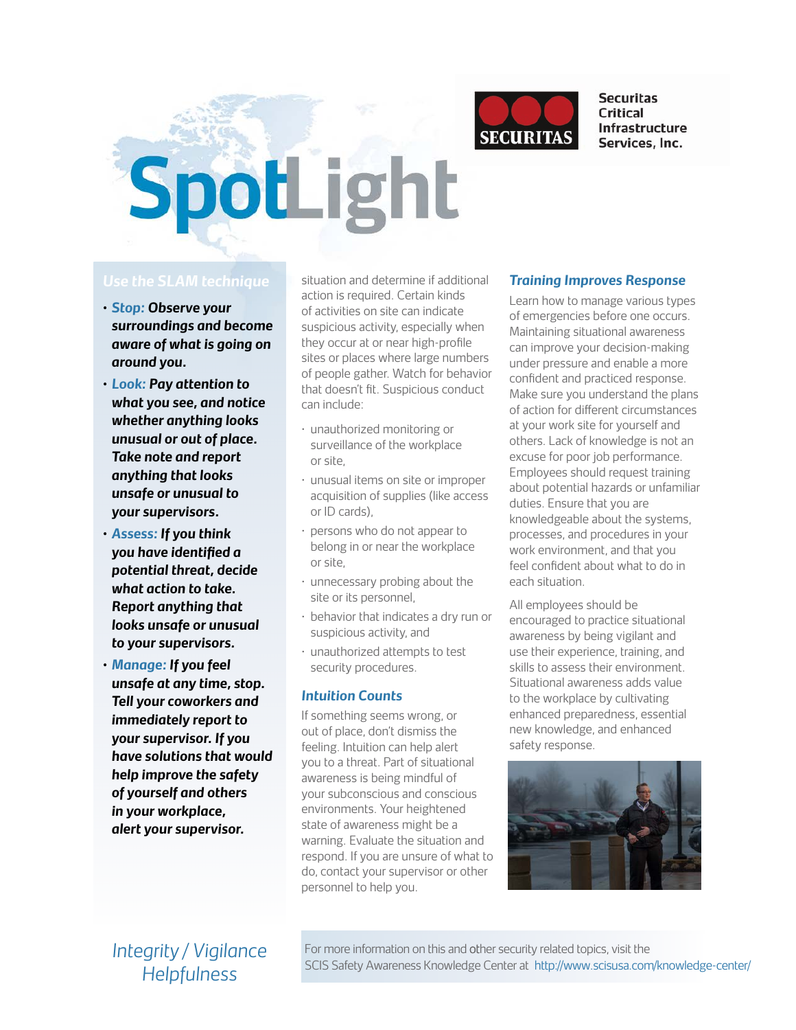# SpotLight

**Securitas Critical Infrastructure Services, Inc.**

## Use the SLAM technique

- ***Stop:* Observe your surroundings and become aware of what is going on around you.**
- ***Look:* Pay attention to what you see, and notice whether anything looks unusual or out of place. Take note and report anything that looks unsafe or unusual to your supervisors.**
- ***Assess:* If you think you have identified a potential threat, decide what action to take. Report anything that looks unsafe or unusual to your supervisors.**
- ***Manage:* If you feel unsafe at any time, stop. Tell your coworkers and immediately report to your supervisor. If you have solutions that would help improve the safety of yourself and others in your workplace, alert your supervisor.**

situation and determine if additional action is required. Certain kinds of activities on site can indicate suspicious activity, especially when they occur at or near high-profile sites or places where large numbers of people gather. Watch for behavior that doesn't fit. Suspicious conduct can include:

- unauthorized monitoring or surveillance of the workplace or site,
- unusual items on site or improper acquisition of supplies (like access or ID cards),
- persons who do not appear to belong in or near the workplace or site,
- unnecessary probing about the site or its personnel,
- behavior that indicates a dry run or suspicious activity, and
- unauthorized attempts to test security procedures.

### *Intuition Counts*

If something seems wrong, or out of place, don't dismiss the feeling. Intuition can help alert you to a threat. Part of situational awareness is being mindful of your subconscious and conscious environments. Your heightened state of awareness might be a warning. Evaluate the situation and respond. If you are unsure of what to do, contact your supervisor or other personnel to help you.

### *Training Improves Response*

Learn how to manage various types of emergencies before one occurs. Maintaining situational awareness can improve your decision-making under pressure and enable a more confident and practiced response. Make sure you understand the plans of action for different circumstances at your work site for yourself and others. Lack of knowledge is not an excuse for poor job performance. Employees should request training about potential hazards or unfamiliar duties. Ensure that you are knowledgeable about the systems, processes, and procedures in your work environment, and that you feel confident about what to do in each situation.

All employees should be encouraged to practice situational awareness by being vigilant and use their experience, training, and skills to assess their environment. Situational awareness adds value to the workplace by cultivating enhanced preparedness, essential new knowledge, and enhanced safety response.

*Integrity / Vigilance Helpfulness*

For more information on this and other security related topics, visit the SCIS Safety Awareness Knowledge Center at http://www.scisusa.com/knowledge-center/